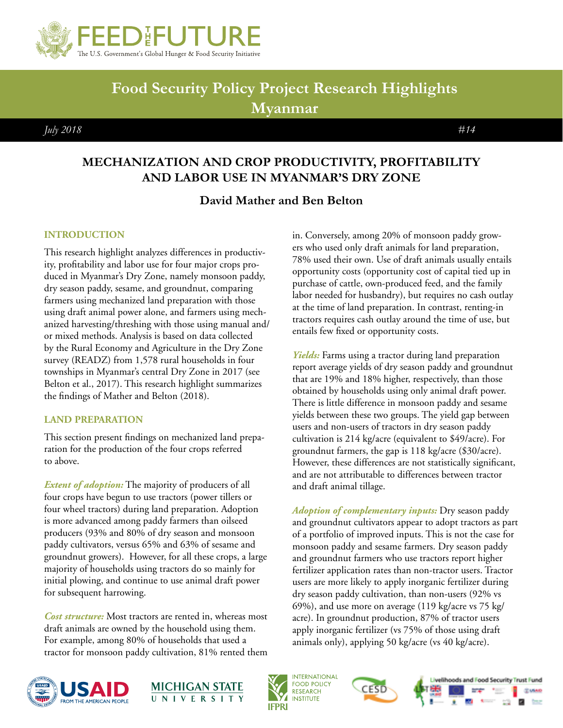# Food Security Policy Project Research Highlights Myanmar

*July 2018* #14

## MECHANIZATION AND CROP PRODUCTIVITY, PROFITABILITY AND LABOR USE IN MYANMAR'S DRY ZONE

**David Mather and Ben Belton**

### INTRODUCTION

This research highlight analyzes differences in productivity, profitability and labor use for four major crops produced in Myanmar's Dry Zone, namely monsoon paddy, dry season paddy, sesame, and groundnut, comparing farmers using mechanized land preparation with those using draft animal power alone, and farmers using mechanized harvesting/threshing with those using manual and/or mixed methods. Analysis is based on data collected by the Rural Economy and Agriculture in the Dry Zone survey (READZ) from 1,578 rural households in four townships in Myanmar's central Dry Zone in 2017 (see Belton et al., 2017). This research highlight summarizes the findings of Mather and Belton (2018).

### LAND PREPARATION

This section present findings on mechanized land preparation for the production of the four crops referred to above.

***Extent of adoption:*** The majority of producers of all four crops have begun to use tractors (power tillers or four wheel tractors) during land preparation. Adoption is more advanced among paddy farmers than oilseed producers (93% and 80% of dry season and monsoon paddy cultivators, versus 65% and 63% of sesame and groundnut growers). However, for all these crops, a large majority of households using tractors do so mainly for initial plowing, and continue to use animal draft power for subsequent harrowing.

***Cost structure:*** Most tractors are rented in, whereas most draft animals are owned by the household using them. For example, among 80% of households that used a tractor for monsoon paddy cultivation, 81% rented them in. Conversely, among 20% of monsoon paddy growers who used only draft animals for land preparation, 78% used their own. Use of draft animals usually entails opportunity costs (opportunity cost of capital tied up in purchase of cattle, own-produced feed, and the family labor needed for husbandry), but requires no cash outlay at the time of land preparation. In contrast, renting-in tractors requires cash outlay around the time of use, but entails few fixed or opportunity costs.

***Yields:*** Farms using a tractor during land preparation report average yields of dry season paddy and groundnut that are 19% and 18% higher, respectively, than those obtained by households using only animal draft power. There is little difference in monsoon paddy and sesame yields between these two groups. The yield gap between users and non-users of tractors in dry season paddy cultivation is 214 kg/acre (equivalent to $49/acre). For groundnut farmers, the gap is 118 kg/acre ($30/acre). However, these differences are not statistically significant, and are not attributable to differences between tractor and draft animal tillage.

***Adoption of complementary inputs:*** Dry season paddy and groundnut cultivators appear to adopt tractors as part of a portfolio of improved inputs. This is not the case for monsoon paddy and sesame farmers. Dry season paddy and groundnut farmers who use tractors report higher fertilizer application rates than non-tractor users. Tractor users are more likely to apply inorganic fertilizer during dry season paddy cultivation, than non-users (92% vs 69%), and use more on average (119 kg/acre vs 75 kg/acre). In groundnut production, 87% of tractor users apply inorganic fertilizer (vs 75% of those using draft animals only), applying 50 kg/acre (vs 40 kg/acre).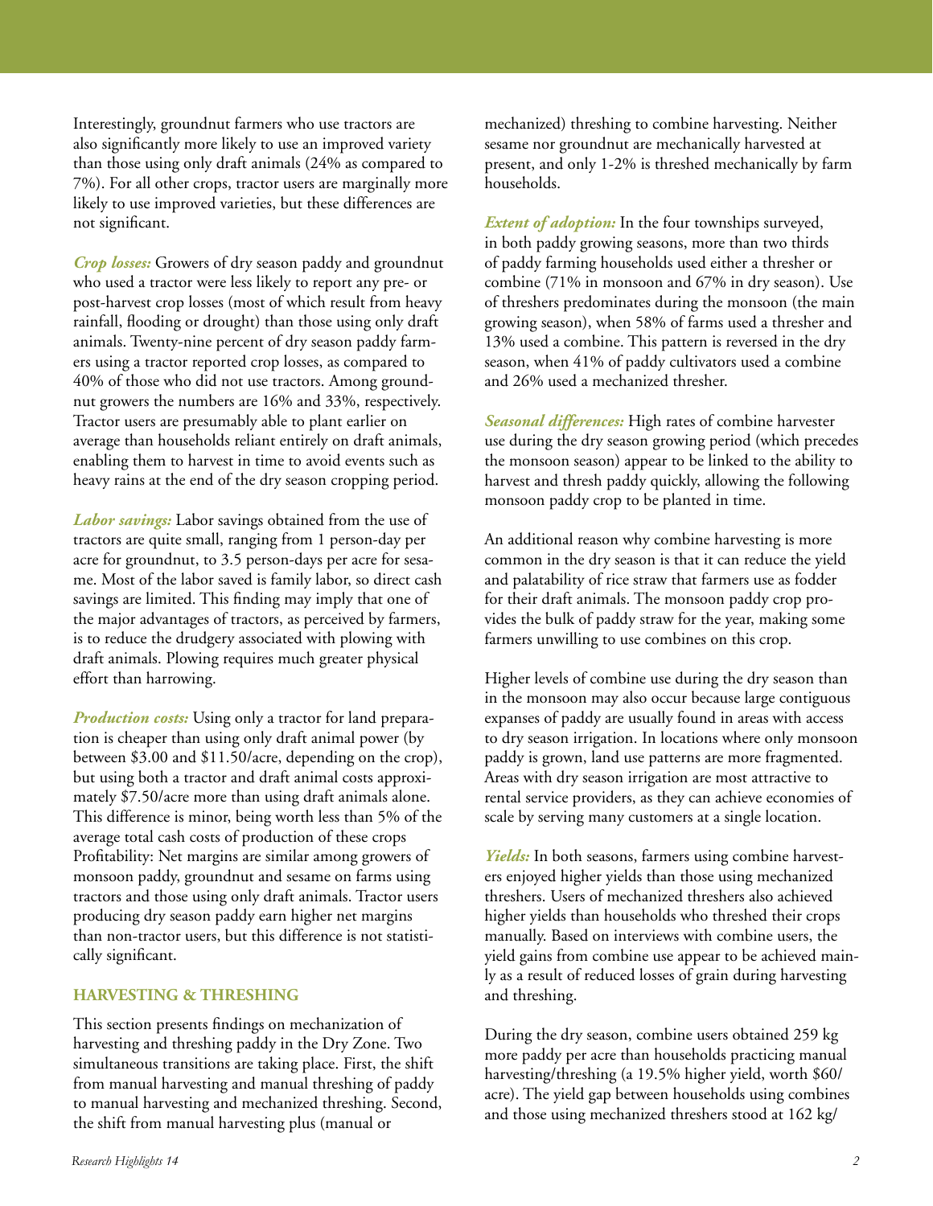Interestingly, groundnut farmers who use tractors are also significantly more likely to use an improved variety than those using only draft animals (24% as compared to 7%). For all other crops, tractor users are marginally more likely to use improved varieties, but these differences are not significant.

***Crop losses:*** Growers of dry season paddy and groundnut who used a tractor were less likely to report any pre- or post-harvest crop losses (most of which result from heavy rainfall, flooding or drought) than those using only draft animals. Twenty-nine percent of dry season paddy farmers using a tractor reported crop losses, as compared to 40% of those who did not use tractors. Among groundnut growers the numbers are 16% and 33%, respectively. Tractor users are presumably able to plant earlier on average than households reliant entirely on draft animals, enabling them to harvest in time to avoid events such as heavy rains at the end of the dry season cropping period.

***Labor savings:*** Labor savings obtained from the use of tractors are quite small, ranging from 1 person-day per acre for groundnut, to 3.5 person-days per acre for sesame. Most of the labor saved is family labor, so direct cash savings are limited. This finding may imply that one of the major advantages of tractors, as perceived by farmers, is to reduce the drudgery associated with plowing with draft animals. Plowing requires much greater physical effort than harrowing.

***Production costs:*** Using only a tractor for land preparation is cheaper than using only draft animal power (by between $3.00 and $11.50/acre, depending on the crop), but using both a tractor and draft animal costs approximately $7.50/acre more than using draft animals alone. This difference is minor, being worth less than 5% of the average total cash costs of production of these crops Profitability: Net margins are similar among growers of monsoon paddy, groundnut and sesame on farms using tractors and those using only draft animals. Tractor users producing dry season paddy earn higher net margins than non-tractor users, but this difference is not statistically significant.

## HARVESTING & THRESHING

This section presents findings on mechanization of harvesting and threshing paddy in the Dry Zone. Two simultaneous transitions are taking place. First, the shift from manual harvesting and manual threshing of paddy to manual harvesting and mechanized threshing. Second, the shift from manual harvesting plus (manual or mechanized) threshing to combine harvesting. Neither sesame nor groundnut are mechanically harvested at present, and only 1-2% is threshed mechanically by farm households.

***Extent of adoption:*** In the four townships surveyed, in both paddy growing seasons, more than two thirds of paddy farming households used either a thresher or combine (71% in monsoon and 67% in dry season). Use of threshers predominates during the monsoon (the main growing season), when 58% of farms used a thresher and 13% used a combine. This pattern is reversed in the dry season, when 41% of paddy cultivators used a combine and 26% used a mechanized thresher.

***Seasonal differences:*** High rates of combine harvester use during the dry season growing period (which precedes the monsoon season) appear to be linked to the ability to harvest and thresh paddy quickly, allowing the following monsoon paddy crop to be planted in time.

An additional reason why combine harvesting is more common in the dry season is that it can reduce the yield and palatability of rice straw that farmers use as fodder for their draft animals. The monsoon paddy crop provides the bulk of paddy straw for the year, making some farmers unwilling to use combines on this crop.

Higher levels of combine use during the dry season than in the monsoon may also occur because large contiguous expanses of paddy are usually found in areas with access to dry season irrigation. In locations where only monsoon paddy is grown, land use patterns are more fragmented. Areas with dry season irrigation are most attractive to rental service providers, as they can achieve economies of scale by serving many customers at a single location.

***Yields:*** In both seasons, farmers using combine harvesters enjoyed higher yields than those using mechanized threshers. Users of mechanized threshers also achieved higher yields than households who threshed their crops manually. Based on interviews with combine users, the yield gains from combine use appear to be achieved mainly as a result of reduced losses of grain during harvesting and threshing.

During the dry season, combine users obtained 259 kg more paddy per acre than households practicing manual harvesting/threshing (a 19.5% higher yield, worth $60/acre). The yield gap between households using combines and those using mechanized threshers stood at 162 kg/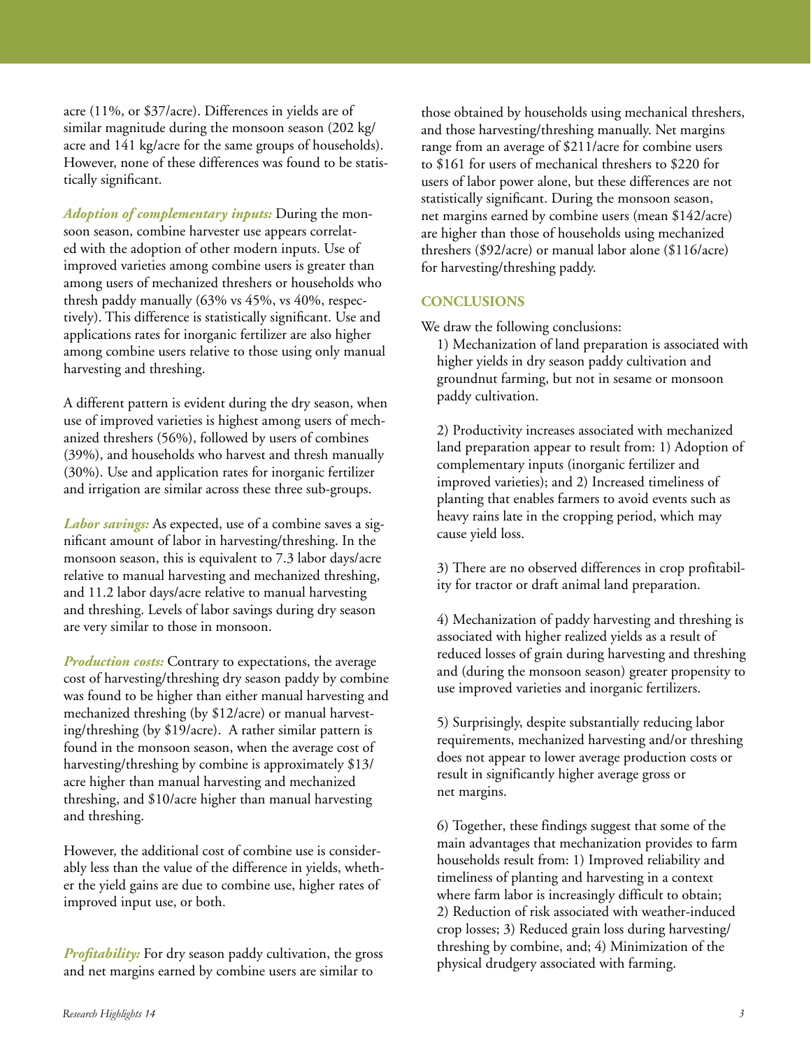acre (11%, or $37/acre). Differences in yields are of similar magnitude during the monsoon season (202 kg/acre and 141 kg/acre for the same groups of households). However, none of these differences was found to be statistically significant.

***Adoption of complementary inputs:*** During the monsoon season, combine harvester use appears correlated with the adoption of other modern inputs. Use of improved varieties among combine users is greater than among users of mechanized threshers or households who thresh paddy manually (63% vs 45%, vs 40%, respectively). This difference is statistically significant. Use and applications rates for inorganic fertilizer are also higher among combine users relative to those using only manual harvesting and threshing.

A different pattern is evident during the dry season, when use of improved varieties is highest among users of mechanized threshers (56%), followed by users of combines (39%), and households who harvest and thresh manually (30%). Use and application rates for inorganic fertilizer and irrigation are similar across these three sub-groups.

***Labor savings:*** As expected, use of a combine saves a significant amount of labor in harvesting/threshing. In the monsoon season, this is equivalent to 7.3 labor days/acre relative to manual harvesting and mechanized threshing, and 11.2 labor days/acre relative to manual harvesting and threshing. Levels of labor savings during dry season are very similar to those in monsoon.

***Production costs:*** Contrary to expectations, the average cost of harvesting/threshing dry season paddy by combine was found to be higher than either manual harvesting and mechanized threshing (by $12/acre) or manual harvesting/threshing (by $19/acre). A rather similar pattern is found in the monsoon season, when the average cost of harvesting/threshing by combine is approximately $13/acre higher than manual harvesting and mechanized threshing, and $10/acre higher than manual harvesting and threshing.

However, the additional cost of combine use is considerably less than the value of the difference in yields, whether the yield gains are due to combine use, higher rates of improved input use, or both.

***Profitability:*** For dry season paddy cultivation, the gross and net margins earned by combine users are similar to those obtained by households using mechanical threshers, and those harvesting/threshing manually. Net margins range from an average of $211/acre for combine users to $161 for users of mechanical threshers to $220 for users of labor power alone, but these differences are not statistically significant. During the monsoon season, net margins earned by combine users (mean $142/acre) are higher than those of households using mechanized threshers ($92/acre) or manual labor alone ($116/acre) for harvesting/threshing paddy.

## CONCLUSIONS

We draw the following conclusions:

1) Mechanization of land preparation is associated with higher yields in dry season paddy cultivation and groundnut farming, but not in sesame or monsoon paddy cultivation.

2) Productivity increases associated with mechanized land preparation appear to result from: 1) Adoption of complementary inputs (inorganic fertilizer and improved varieties); and 2) Increased timeliness of planting that enables farmers to avoid events such as heavy rains late in the cropping period, which may cause yield loss.

3) There are no observed differences in crop profitability for tractor or draft animal land preparation.

4) Mechanization of paddy harvesting and threshing is associated with higher realized yields as a result of reduced losses of grain during harvesting and threshing and (during the monsoon season) greater propensity to use improved varieties and inorganic fertilizers.

5) Surprisingly, despite substantially reducing labor requirements, mechanized harvesting and/or threshing does not appear to lower average production costs or result in significantly higher average gross or net margins.

6) Together, these findings suggest that some of the main advantages that mechanization provides to farm households result from: 1) Improved reliability and timeliness of planting and harvesting in a context where farm labor is increasingly difficult to obtain; 2) Reduction of risk associated with weather-induced crop losses; 3) Reduced grain loss during harvesting/threshing by combine, and; 4) Minimization of the physical drudgery associated with farming.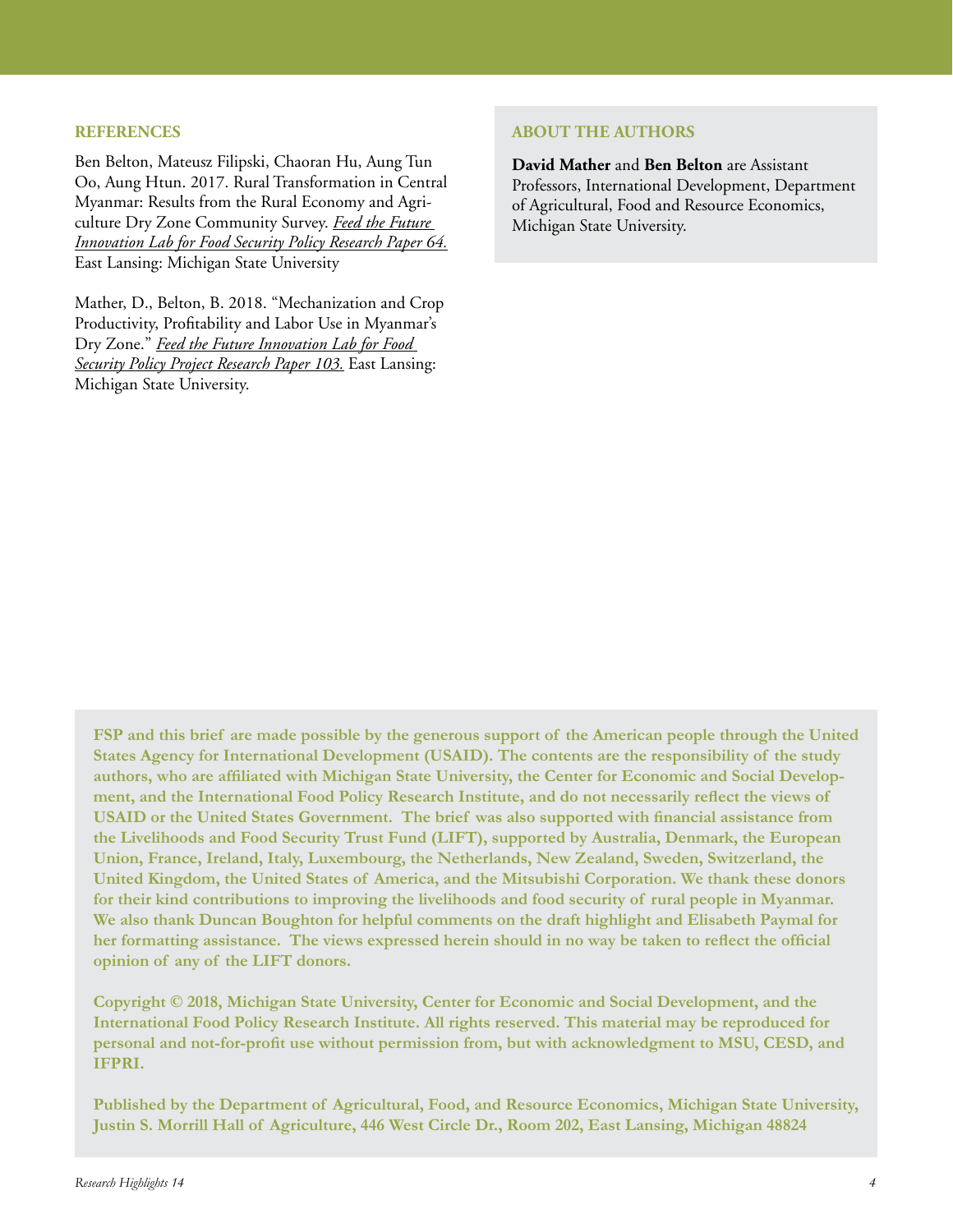## REFERENCES

Ben Belton, Mateusz Filipski, Chaoran Hu, Aung Tun Oo, Aung Htun. 2017. Rural Transformation in Central Myanmar: Results from the Rural Economy and Agriculture Dry Zone Community Survey. *Feed the Future Innovation Lab for Food Security Policy Research Paper 64.* East Lansing: Michigan State University

Mather, D., Belton, B. 2018. "Mechanization and Crop Productivity, Profitability and Labor Use in Myanmar's Dry Zone." *Feed the Future Innovation Lab for Food Security Policy Project Research Paper 103.* East Lansing: Michigan State University.

## ABOUT THE AUTHORS

**David Mather** and **Ben Belton** are Assistant Professors, International Development, Department of Agricultural, Food and Resource Economics, Michigan State University.

**FSP and this brief are made possible by the generous support of the American people through the United States Agency for International Development (USAID). The contents are the responsibility of the study authors, who are affiliated with Michigan State University, the Center for Economic and Social Development, and the International Food Policy Research Institute, and do not necessarily reflect the views of USAID or the United States Government. The brief was also supported with financial assistance from the Livelihoods and Food Security Trust Fund (LIFT), supported by Australia, Denmark, the European Union, France, Ireland, Italy, Luxembourg, the Netherlands, New Zealand, Sweden, Switzerland, the United Kingdom, the United States of America, and the Mitsubishi Corporation. We thank these donors for their kind contributions to improving the livelihoods and food security of rural people in Myanmar. We also thank Duncan Boughton for helpful comments on the draft highlight and Elisabeth Paymal for her formatting assistance. The views expressed herein should in no way be taken to reflect the official opinion of any of the LIFT donors.**

**Copyright © 2018, Michigan State University, Center for Economic and Social Development, and the International Food Policy Research Institute. All rights reserved. This material may be reproduced for personal and not-for-profit use without permission from, but with acknowledgment to MSU, CESD, and IFPRI.**

**Published by the Department of Agricultural, Food, and Resource Economics, Michigan State University, Justin S. Morrill Hall of Agriculture, 446 West Circle Dr., Room 202, East Lansing, Michigan 48824**